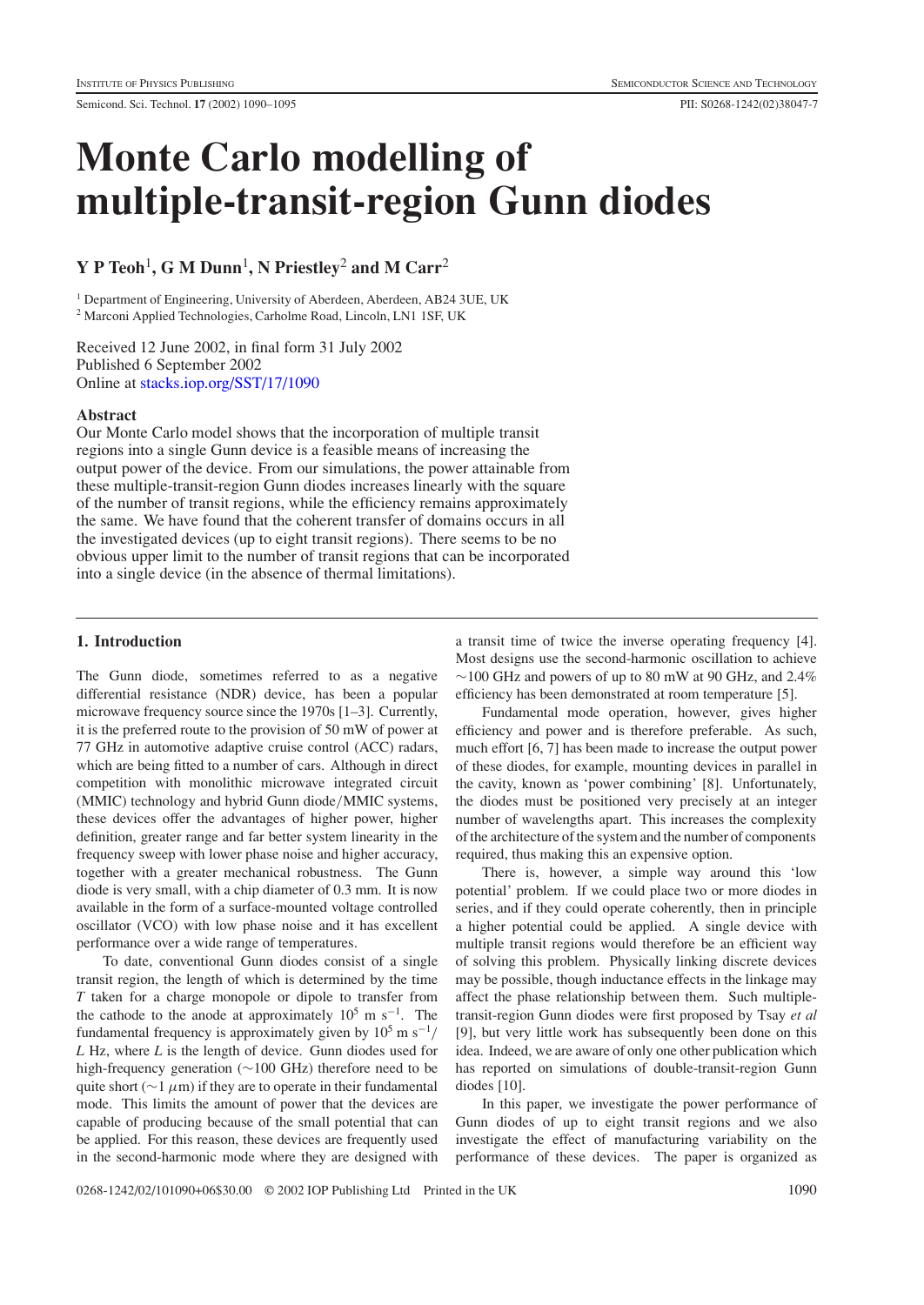# Monte Carlo modelling of multiple-transit-region Gunn diodes

**Y P Teoh[1], G M Dunn[1], N Priestley[2] and M Carr[2]**

[1] Department of Engineering, University of Aberdeen, Aberdeen, AB24 3UE, UK

[2] Marconi Applied Technologies, Carholme Road, Lincoln, LN1 1SF, UK

Received 12 June 2002, in final form 31 July 2002
Published 6 September 2002
Online at stacks.iop.org/SST/17/1090

## Abstract

Our Monte Carlo model shows that the incorporation of multiple transit regions into a single Gunn device is a feasible means of increasing the output power of the device. From our simulations, the power attainable from these multiple-transit-region Gunn diodes increases linearly with the square of the number of transit regions, while the efficiency remains approximately the same. We have found that the coherent transfer of domains occurs in all the investigated devices (up to eight transit regions). There seems to be no obvious upper limit to the number of transit regions that can be incorporated into a single device (in the absence of thermal limitations).

## 1. Introduction

The Gunn diode, sometimes referred to as a negative differential resistance (NDR) device, has been a popular microwave frequency source since the 1970s [1–3]. Currently, it is the preferred route to the provision of 50 mW of power at 77 GHz in automotive adaptive cruise control (ACC) radars, which are being fitted to a number of cars. Although in direct competition with monolithic microwave integrated circuit (MMIC) technology and hybrid Gunn diode/MMIC systems, these devices offer the advantages of higher power, higher definition, greater range and far better system linearity in the frequency sweep with lower phase noise and higher accuracy, together with a greater mechanical robustness. The Gunn diode is very small, with a chip diameter of 0.3 mm. It is now available in the form of a surface-mounted voltage controlled oscillator (VCO) with low phase noise and it has excellent performance over a wide range of temperatures.

To date, conventional Gunn diodes consist of a single transit region, the length of which is determined by the time $T$ taken for a charge monopole or dipole to transfer from the cathode to the anode at approximately $10^5$ m s$^{-1}$. The fundamental frequency is approximately given by $10^5$ m s$^{-1}$/$L$ Hz, where $L$ is the length of device. Gunn diodes used for high-frequency generation (~100 GHz) therefore need to be quite short (~1 $\mu$m) if they are to operate in their fundamental mode. This limits the amount of power that the devices are capable of producing because of the small potential that can be applied. For this reason, these devices are frequently used in the second-harmonic mode where they are designed with a transit time of twice the inverse operating frequency [4]. Most designs use the second-harmonic oscillation to achieve ~100 GHz and powers of up to 80 mW at 90 GHz, and 2.4% efficiency has been demonstrated at room temperature [5].

Fundamental mode operation, however, gives higher efficiency and power and is therefore preferable. As such, much effort [6, 7] has been made to increase the output power of these diodes, for example, mounting devices in parallel in the cavity, known as 'power combining' [8]. Unfortunately, the diodes must be positioned very precisely at an integer number of wavelengths apart. This increases the complexity of the architecture of the system and the number of components required, thus making this an expensive option.

There is, however, a simple way around this 'low potential' problem. If we could place two or more diodes in series, and if they could operate coherently, then in principle a higher potential could be applied. A single device with multiple transit regions would therefore be an efficient way of solving this problem. Physically linking discrete devices may be possible, though inductance effects in the linkage may affect the phase relationship between them. Such multiple-transit-region Gunn diodes were first proposed by Tsay *et al* [9], but very little work has subsequently been done on this idea. Indeed, we are aware of only one other publication which has reported on simulations of double-transit-region Gunn diodes [10].

In this paper, we investigate the power performance of Gunn diodes of up to eight transit regions and we also investigate the effect of manufacturing variability on the performance of these devices. The paper is organized as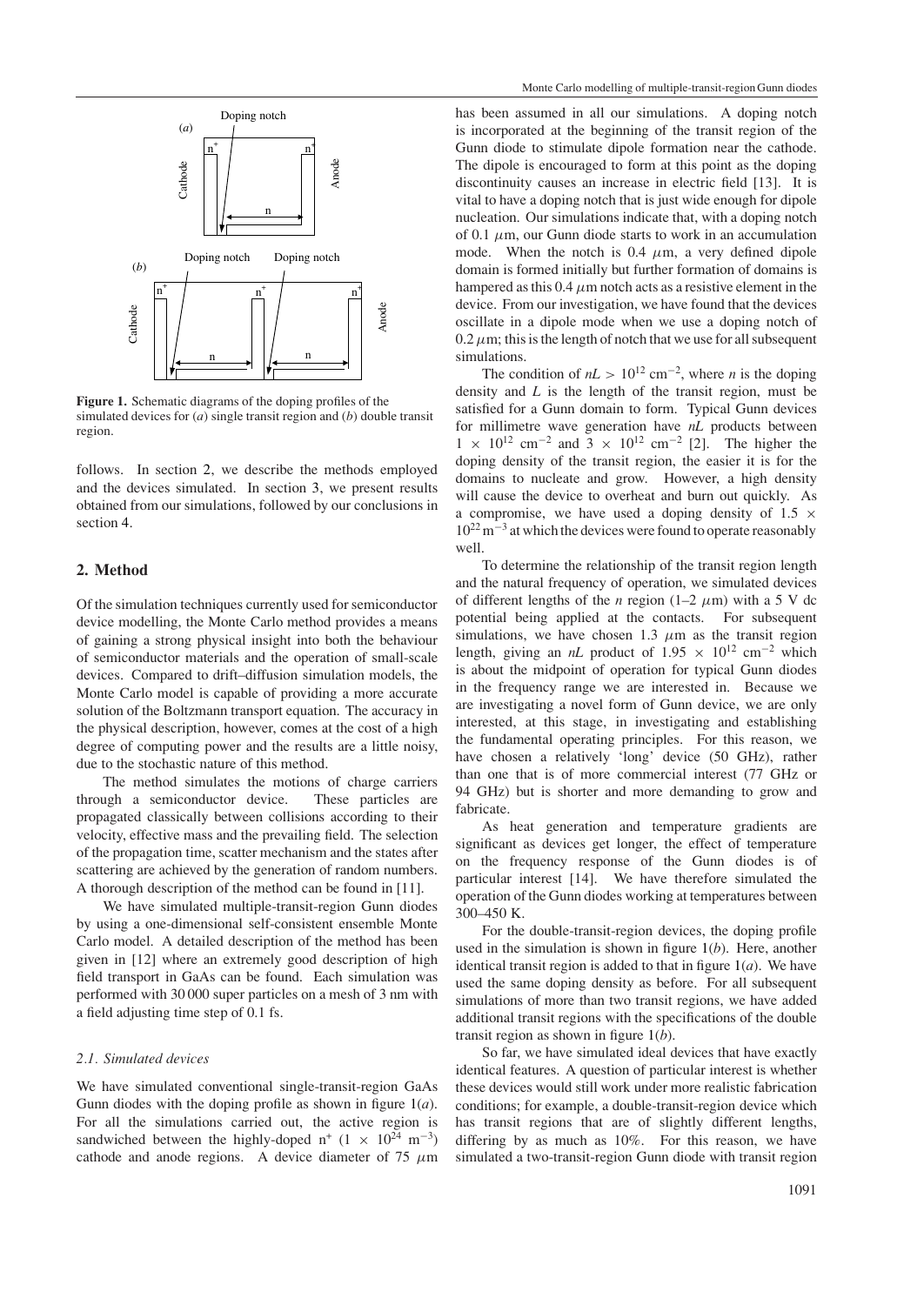Figure 1. Schematic diagrams of the doping profiles of the simulated devices for (*a*) single transit region and (*b*) double transit region.

follows. In section 2, we describe the methods employed and the devices simulated. In section 3, we present results obtained from our simulations, followed by our conclusions in section 4.

## 2. Method

Of the simulation techniques currently used for semiconductor device modelling, the Monte Carlo method provides a means of gaining a strong physical insight into both the behaviour of semiconductor materials and the operation of small-scale devices. Compared to drift–diffusion simulation models, the Monte Carlo model is capable of providing a more accurate solution of the Boltzmann transport equation. The accuracy in the physical description, however, comes at the cost of a high degree of computing power and the results are a little noisy, due to the stochastic nature of this method.

The method simulates the motions of charge carriers through a semiconductor device. These particles are propagated classically between collisions according to their velocity, effective mass and the prevailing field. The selection of the propagation time, scatter mechanism and the states after scattering are achieved by the generation of random numbers. A thorough description of the method can be found in [11].

We have simulated multiple-transit-region Gunn diodes by using a one-dimensional self-consistent ensemble Monte Carlo model. A detailed description of the method has been given in [12] where an extremely good description of high field transport in GaAs can be found. Each simulation was performed with 30 000 super particles on a mesh of 3 nm with a field adjusting time step of 0.1 fs.

### 2.1. Simulated devices

We have simulated conventional single-transit-region GaAs Gunn diodes with the doping profile as shown in figure 1(*a*). For all the simulations carried out, the active region is sandwiched between the highly-doped $n^+$ ($1 \times 10^{24}$ m$^{-3}$) cathode and anode regions. A device diameter of 75 $\mu$m has been assumed in all our simulations. A doping notch is incorporated at the beginning of the transit region of the Gunn diode to stimulate dipole formation near the cathode. The dipole is encouraged to form at this point as the doping discontinuity causes an increase in electric field [13]. It is vital to have a doping notch that is just wide enough for dipole nucleation. Our simulations indicate that, with a doping notch of 0.1 $\mu$m, our Gunn diode starts to work in an accumulation mode. When the notch is 0.4 $\mu$m, a very defined dipole domain is formed initially but further formation of domains is hampered as this 0.4 $\mu$m notch acts as a resistive element in the device. From our investigation, we have found that the devices oscillate in a dipole mode when we use a doping notch of 0.2 $\mu$m; this is the length of notch that we use for all subsequent simulations.

The condition of $nL > 10^{12}$ cm$^{-2}$, where $n$ is the doping density and $L$ is the length of the transit region, must be satisfied for a Gunn domain to form. Typical Gunn devices for millimetre wave generation have $nL$ products between $1 \times 10^{12}$ cm$^{-2}$ and $3 \times 10^{12}$ cm$^{-2}$ [2]. The higher the doping density of the transit region, the easier it is for the domains to nucleate and grow. However, a high density will cause the device to overheat and burn out quickly. As a compromise, we have used a doping density of $1.5 \times 10^{22}$ m$^{-3}$ at which the devices were found to operate reasonably well.

To determine the relationship of the transit region length and the natural frequency of operation, we simulated devices of different lengths of the $n$ region (1–2 $\mu$m) with a 5 V dc potential being applied at the contacts. For subsequent simulations, we have chosen 1.3 $\mu$m as the transit region length, giving an $nL$ product of $1.95 \times 10^{12}$ cm$^{-2}$ which is about the midpoint of operation for typical Gunn diodes in the frequency range we are interested in. Because we are investigating a novel form of Gunn device, we are only interested, at this stage, in investigating and establishing the fundamental operating principles. For this reason, we have chosen a relatively 'long' device (50 GHz), rather than one that is of more commercial interest (77 GHz or 94 GHz) but is shorter and more demanding to grow and fabricate.

As heat generation and temperature gradients are significant as devices get longer, the effect of temperature on the frequency response of the Gunn diodes is of particular interest [14]. We have therefore simulated the operation of the Gunn diodes working at temperatures between 300–450 K.

For the double-transit-region devices, the doping profile used in the simulation is shown in figure 1(*b*). Here, another identical transit region is added to that in figure 1(*a*). We have used the same doping density as before. For all subsequent simulations of more than two transit regions, we have added additional transit regions with the specifications of the double transit region as shown in figure 1(*b*).

So far, we have simulated ideal devices that have exactly identical features. A question of particular interest is whether these devices would still work under more realistic fabrication conditions; for example, a double-transit-region device which has transit regions that are of slightly different lengths, differing by as much as 10%. For this reason, we have simulated a two-transit-region Gunn diode with transit region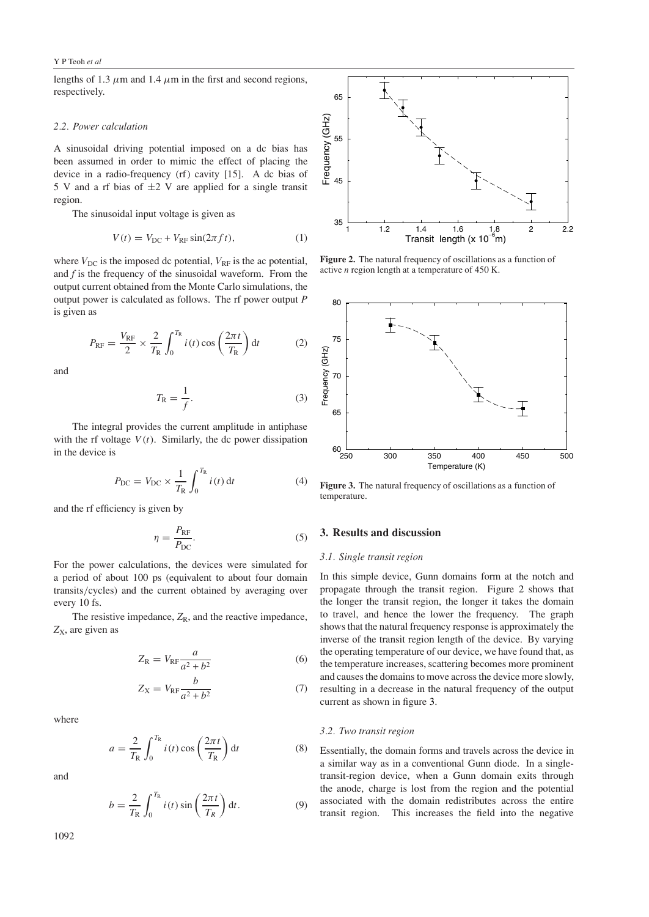lengths of 1.3 μm and 1.4 μm in the first and second regions, respectively.

### 2.2. Power calculation

A sinusoidal driving potential imposed on a dc bias has been assumed in order to mimic the effect of placing the device in a radio-frequency (rf) cavity [15]. A dc bias of 5 V and a rf bias of ±2 V are applied for a single transit region.

The sinusoidal input voltage is given as

$$V(t) = V_{DC} + V_{RF}\sin(2\pi f t), \tag{1}$$

where $V_{DC}$ is the imposed dc potential, $V_{RF}$ is the ac potential, and $f$ is the frequency of the sinusoidal waveform. From the output current obtained from the Monte Carlo simulations, the output power is calculated as follows. The rf power output $P$ is given as

$$P_{RF} = \frac{V_{RF}}{2} \times \frac{2}{T_R}\int_0^{T_R} i(t)\cos\left(\frac{2\pi t}{T_R}\right) dt \tag{2}$$

and

$$T_R = \frac{1}{f}. \tag{3}$$

The integral provides the current amplitude in antiphase with the rf voltage $V(t)$. Similarly, the dc power dissipation in the device is

$$P_{DC} = V_{DC} \times \frac{1}{T_R}\int_0^{T_R} i(t)\, dt \tag{4}$$

and the rf efficiency is given by

$$\eta = \frac{P_{RF}}{P_{DC}}. \tag{5}$$

For the power calculations, the devices were simulated for a period of about 100 ps (equivalent to about four domain transits/cycles) and the current obtained by averaging over every 10 fs.

The resistive impedance, $Z_R$, and the reactive impedance, $Z_X$, are given as

$$Z_R = V_{RF}\frac{a}{a^2 + b^2} \tag{6}$$

$$Z_X = V_{RF}\frac{b}{a^2 + b^2} \tag{7}$$

where

$$a = \frac{2}{T_R}\int_0^{T_R} i(t)\cos\left(\frac{2\pi t}{T_R}\right) dt \tag{8}$$

and

$$b = \frac{2}{T_R}\int_0^{T_R} i(t)\sin\left(\frac{2\pi t}{T_R}\right) dt. \tag{9}$$

**Figure 2.** The natural frequency of oscillations as a function of active *n* region length at a temperature of 450 K.

**Figure 3.** The natural frequency of oscillations as a function of temperature.

## 3. Results and discussion

### 3.1. Single transit region

In this simple device, Gunn domains form at the notch and propagate through the transit region. Figure 2 shows that the longer the transit region, the longer it takes the domain to travel, and hence the lower the frequency. The graph shows that the natural frequency response is approximately the inverse of the transit region length of the device. By varying the operating temperature of our device, we have found that, as the temperature increases, scattering becomes more prominent and causes the domains to move across the device more slowly, resulting in a decrease in the natural frequency of the output current as shown in figure 3.

### 3.2. Two transit region

Essentially, the domain forms and travels across the device in a similar way as in a conventional Gunn diode. In a single-transit-region device, when a Gunn domain exits through the anode, charge is lost from the region and the potential associated with the domain redistributes across the entire transit region. This increases the field into the negative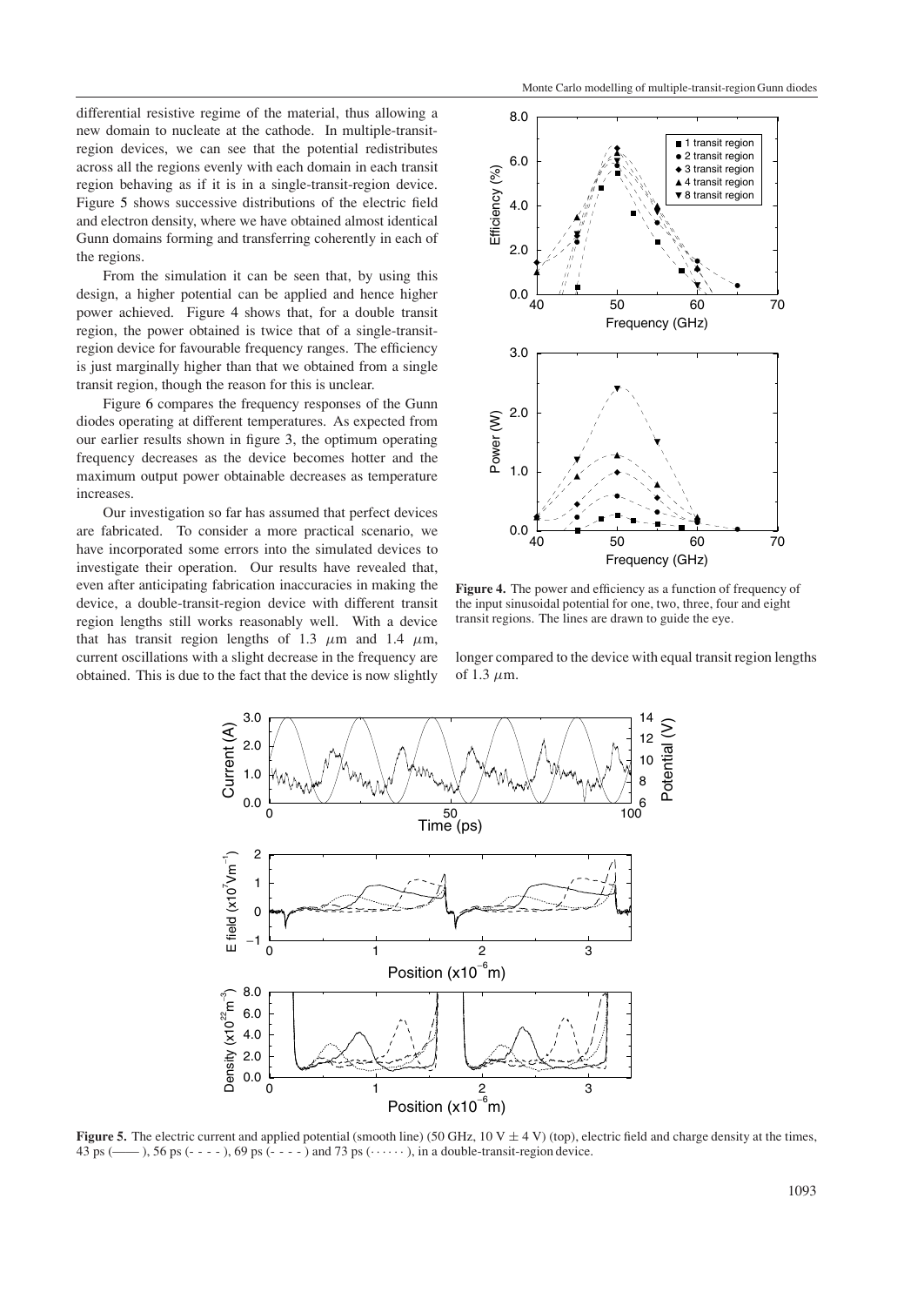differential resistive regime of the material, thus allowing a new domain to nucleate at the cathode. In multiple-transit-region devices, we can see that the potential redistributes across all the regions evenly with each domain in each transit region behaving as if it is in a single-transit-region device. Figure 5 shows successive distributions of the electric field and electron density, where we have obtained almost identical Gunn domains forming and transferring coherently in each of the regions.

From the simulation it can be seen that, by using this design, a higher potential can be applied and hence higher power achieved. Figure 4 shows that, for a double transit region, the power obtained is twice that of a single-transit-region device for favourable frequency ranges. The efficiency is just marginally higher than that we obtained from a single transit region, though the reason for this is unclear.

Figure 6 compares the frequency responses of the Gunn diodes operating at different temperatures. As expected from our earlier results shown in figure 3, the optimum operating frequency decreases as the device becomes hotter and the maximum output power obtainable decreases as temperature increases.

Our investigation so far has assumed that perfect devices are fabricated. To consider a more practical scenario, we have incorporated some errors into the simulated devices to investigate their operation. Our results have revealed that, even after anticipating fabrication inaccuracies in making the device, a double-transit-region device with different transit region lengths still works reasonably well. With a device that has transit region lengths of 1.3 $\mu$m and 1.4 $\mu$m, current oscillations with a slight decrease in the frequency are obtained. This is due to the fact that the device is now slightly longer compared to the device with equal transit region lengths of 1.3 $\mu$m.

**Figure 4.** The power and efficiency as a function of frequency of the input sinusoidal potential for one, two, three, four and eight transit regions. The lines are drawn to guide the eye.

**Figure 5.** The electric current and applied potential (smooth line) (50 GHz, 10 V $\pm$ 4 V) (top), electric field and charge density at the times, 43 ps (——), 56 ps (- - - -), 69 ps (- - - -) and 73 ps (· · · · · ·), in a double-transit-region device.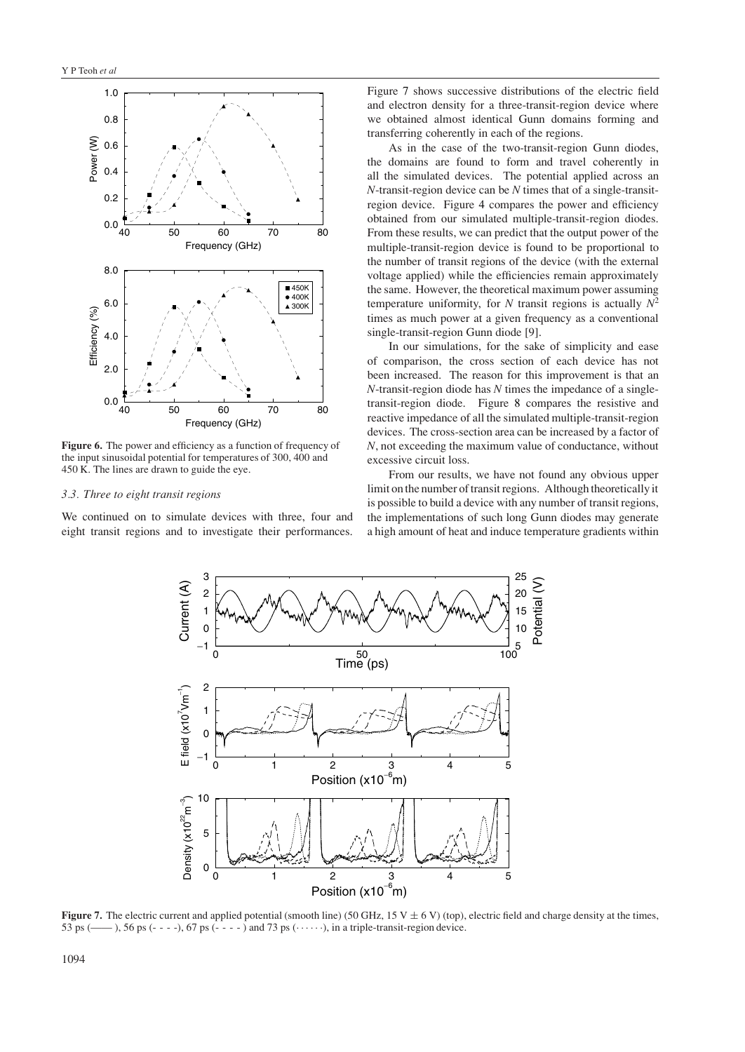Figure 6. The power and efficiency as a function of frequency of the input sinusoidal potential for temperatures of 300, 400 and 450 K. The lines are drawn to guide the eye.

### 3.3. Three to eight transit regions

We continued on to simulate devices with three, four and eight transit regions and to investigate their performances. Figure 7 shows successive distributions of the electric field and electron density for a three-transit-region device where we obtained almost identical Gunn domains forming and transferring coherently in each of the regions.

As in the case of the two-transit-region Gunn diodes, the domains are found to form and travel coherently in all the simulated devices. The potential applied across an $N$-transit-region device can be $N$ times that of a single-transit-region device. Figure 4 compares the power and efficiency obtained from our simulated multiple-transit-region diodes. From these results, we can predict that the output power of the multiple-transit-region device is found to be proportional to the number of transit regions of the device (with the external voltage applied) while the efficiencies remain approximately the same. However, the theoretical maximum power assuming temperature uniformity, for $N$ transit regions is actually $N^2$ times as much power at a given frequency as a conventional single-transit-region Gunn diode [9].

In our simulations, for the sake of simplicity and ease of comparison, the cross section of each device has not been increased. The reason for this improvement is that an $N$-transit-region diode has $N$ times the impedance of a single-transit-region diode. Figure 8 compares the resistive and reactive impedance of all the simulated multiple-transit-region devices. The cross-section area can be increased by a factor of $N$, not exceeding the maximum value of conductance, without excessive circuit loss.

From our results, we have not found any obvious upper limit on the number of transit regions. Although theoretically it is possible to build a device with any number of transit regions, the implementations of such long Gunn diodes may generate a high amount of heat and induce temperature gradients within

Figure 7. The electric current and applied potential (smooth line) (50 GHz, 15 V ± 6 V) (top), electric field and charge density at the times, 53 ps (——), 56 ps (- - - -), 67 ps (- - - -) and 73 ps (······), in a triple-transit-region device.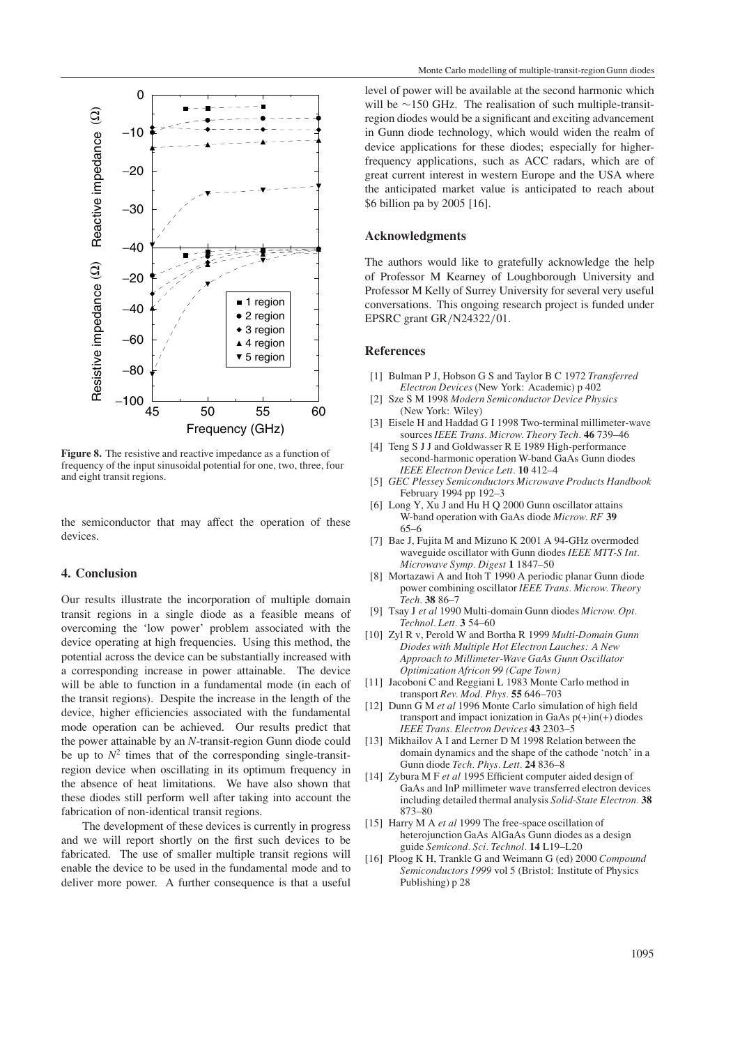Reactive impedance (Ω)

0
−10
−20
−30
−40

Resistive impedance (Ω)

−20
−40
−60
−80
−100

45 50 55 60

Frequency (GHz)

1 region
2 region
3 region
4 region
5 region

**Figure 8.** The resistive and reactive impedance as a function of frequency of the input sinusoidal potential for one, two, three, four and eight transit regions.

the semiconductor that may affect the operation of these devices.

## 4. Conclusion

Our results illustrate the incorporation of multiple domain transit regions in a single diode as a feasible means of overcoming the 'low power' problem associated with the device operating at high frequencies. Using this method, the potential across the device can be substantially increased with a corresponding increase in power attainable. The device will be able to function in a fundamental mode (in each of the transit regions). Despite the increase in the length of the device, higher efficiencies associated with the fundamental mode operation can be achieved. Our results predict that the power attainable by an $N$-transit-region Gunn diode could be up to $N^2$ times that of the corresponding single-transit-region device when oscillating in its optimum frequency in the absence of heat limitations. We have also shown that these diodes still perform well after taking into account the fabrication of non-identical transit regions.

The development of these devices is currently in progress and we will report shortly on the first such devices to be fabricated. The use of smaller multiple transit regions will enable the device to be used in the fundamental mode and to deliver more power. A further consequence is that a useful level of power will be available at the second harmonic which will be ∼150 GHz. The realisation of such multiple-transit-region diodes would be a significant and exciting advancement in Gunn diode technology, which would widen the realm of device applications for these diodes; especially for higher-frequency applications, such as ACC radars, which are of great current interest in western Europe and the USA where the anticipated market value is anticipated to reach about \$6 billion pa by 2005 [16].

## Acknowledgments

The authors would like to gratefully acknowledge the help of Professor M Kearney of Loughborough University and Professor M Kelly of Surrey University for several very useful conversations. This ongoing research project is funded under EPSRC grant GR/N24322/01.

## References

[1] Bulman P J, Hobson G S and Taylor B C 1972 *Transferred Electron Devices* (New York: Academic) p 402

[2] Sze S M 1998 *Modern Semiconductor Device Physics* (New York: Wiley)

[3] Eisele H and Haddad G I 1998 Two-terminal millimeter-wave sources *IEEE Trans. Microw. Theory Tech.* **46** 739–46

[4] Teng S J J and Goldwasser R E 1989 High-performance second-harmonic operation W-band GaAs Gunn diodes *IEEE Electron Device Lett.* **10** 412–4

[5] *GEC Plessey Semiconductors Microwave Products Handbook* February 1994 pp 192–3

[6] Long Y, Xu J and Hu H Q 2000 Gunn oscillator attains W-band operation with GaAs diode *Microw. RF* **39** 65–6

[7] Bae J, Fujita M and Mizuno K 2001 A 94-GHz overmoded waveguide oscillator with Gunn diodes *IEEE MTT-S Int. Microwave Symp. Digest* **1** 1847–50

[8] Mortazawi A and Itoh T 1990 A periodic planar Gunn diode power combining oscillator *IEEE Trans. Microw. Theory Tech.* **38** 86–7

[9] Tsay J *et al* 1990 Multi-domain Gunn diodes *Microw. Opt. Technol. Lett.* **3** 54–60

[10] Zyl R v, Perold W and Bortha R 1999 *Multi-Domain Gunn Diodes with Multiple Hot Electron Lauches: A New Approach to Millimeter-Wave GaAs Gunn Oscillator Optimization Africon 99 (Cape Town)*

[11] Jacoboni C and Reggiani L 1983 Monte Carlo method in transport *Rev. Mod. Phys.* **55** 646–703

[12] Dunn G M *et al* 1996 Monte Carlo simulation of high field transport and impact ionization in GaAs p(+)in(+) diodes *IEEE Trans. Electron Devices* **43** 2303–5

[13] Mikhailov A I and Lerner D M 1998 Relation between the domain dynamics and the shape of the cathode 'notch' in a Gunn diode *Tech. Phys. Lett.* **24** 836–8

[14] Zybura M F *et al* 1995 Efficient computer aided design of GaAs and InP millimeter wave transferred electron devices including detailed thermal analysis *Solid-State Electron.* **38** 873–80

[15] Harry M A *et al* 1999 The free-space oscillation of heterojunction GaAs AlGaAs Gunn diodes as a design guide *Semicond. Sci. Technol.* **14** L19–L20

[16] Ploog K H, Trankle G and Weimann G (ed) 2000 *Compound Semiconductors 1999* vol 5 (Bristol: Institute of Physics Publishing) p 28